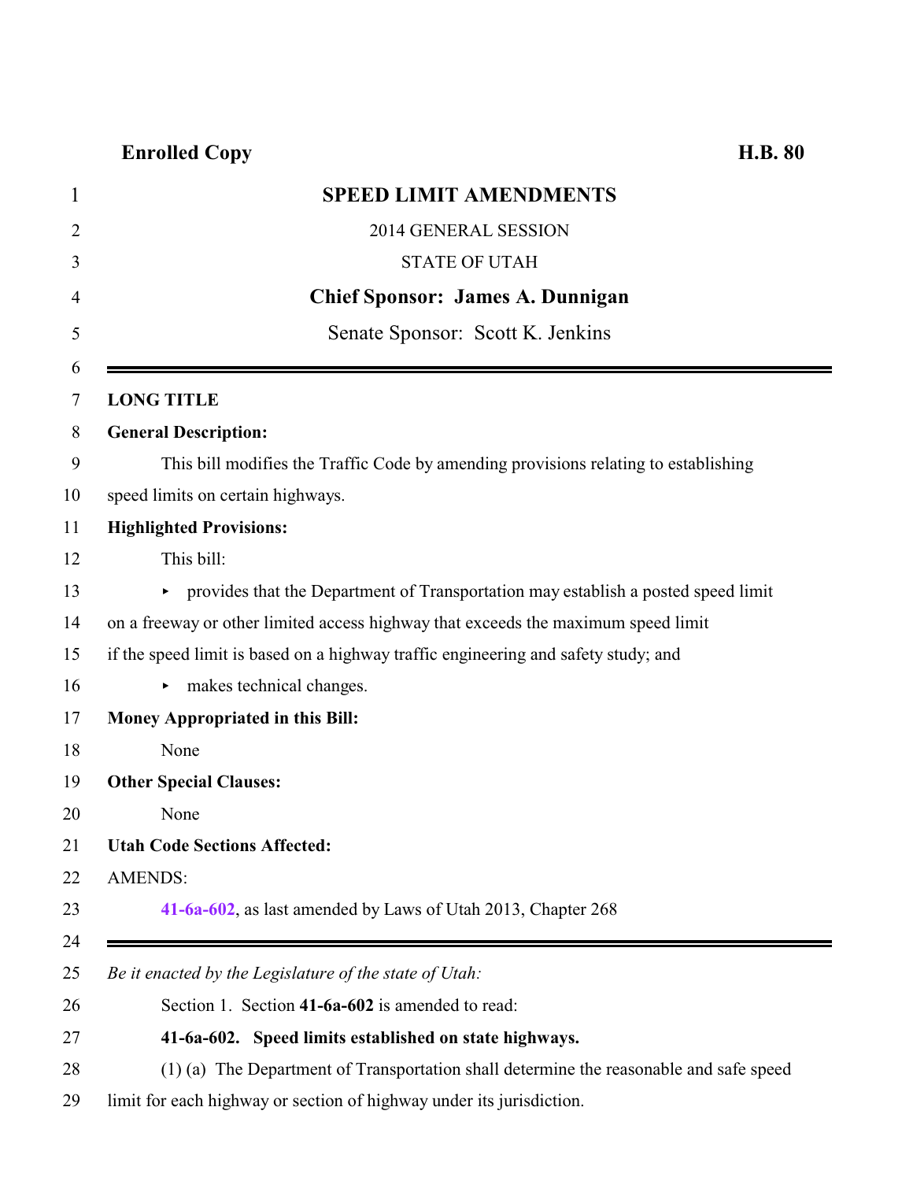**Enrolled Copy** **H.B. 80**

# SPEED LIMIT AMENDMENTS

2014 GENERAL SESSION

STATE OF UTAH

**Chief Sponsor: James A. Dunnigan**

Senate Sponsor: Scott K. Jenkins

---

**LONG TITLE**

**General Description:**

This bill modifies the Traffic Code by amending provisions relating to establishing speed limits on certain highways.

**Highlighted Provisions:**

This bill:

- provides that the Department of Transportation may establish a posted speed limit on a freeway or other limited access highway that exceeds the maximum speed limit if the speed limit is based on a highway traffic engineering and safety study; and
- makes technical changes.

**Money Appropriated in this Bill:**

None

**Other Special Clauses:**

None

**Utah Code Sections Affected:**

AMENDS:

**41-6a-602**, as last amended by Laws of Utah 2013, Chapter 268

---

*Be it enacted by the Legislature of the state of Utah:*

Section 1. Section **41-6a-602** is amended to read:

**41-6a-602. Speed limits established on state highways.**

(1) (a) The Department of Transportation shall determine the reasonable and safe speed limit for each highway or section of highway under its jurisdiction.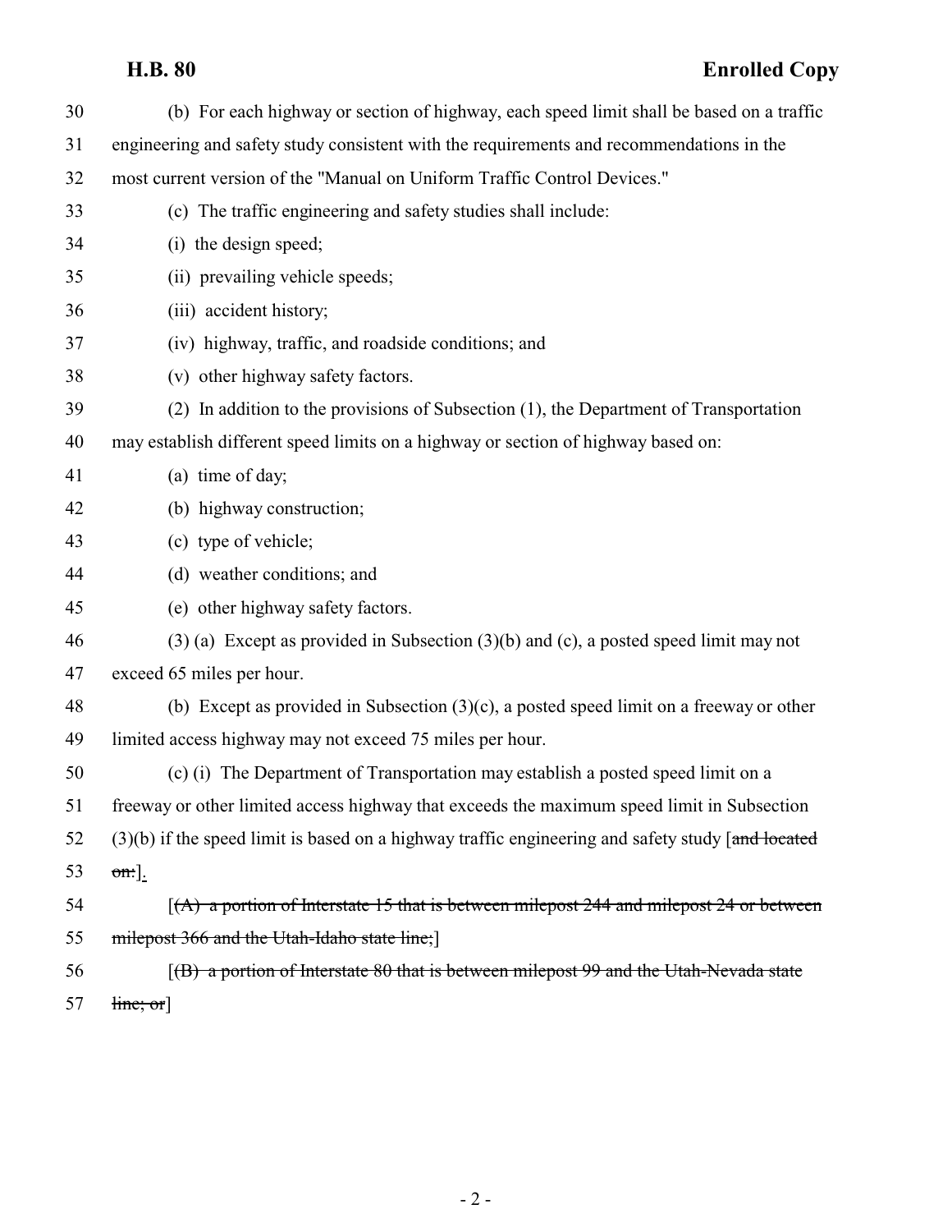(b) For each highway or section of highway, each speed limit shall be based on a traffic engineering and safety study consistent with the requirements and recommendations in the most current version of the "Manual on Uniform Traffic Control Devices."

(c) The traffic engineering and safety studies shall include:

(i) the design speed;

(ii) prevailing vehicle speeds;

(iii) accident history;

(iv) highway, traffic, and roadside conditions; and

(v) other highway safety factors.

(2) In addition to the provisions of Subsection (1), the Department of Transportation may establish different speed limits on a highway or section of highway based on:

(a) time of day;

(b) highway construction;

(c) type of vehicle;

(d) weather conditions; and

(e) other highway safety factors.

(3) (a) Except as provided in Subsection (3)(b) and (c), a posted speed limit may not exceed 65 miles per hour.

(b) Except as provided in Subsection (3)(c), a posted speed limit on a freeway or other limited access highway may not exceed 75 miles per hour.

(c) (i) The Department of Transportation may establish a posted speed limit on a freeway or other limited access highway that exceeds the maximum speed limit in Subsection (3)(b) if the speed limit is based on a highway traffic engineering and safety study [~~and located on:~~].

[~~(A) a portion of Interstate 15 that is between milepost 244 and milepost 24 or between milepost 366 and the Utah-Idaho state line;~~]

[~~(B) a portion of Interstate 80 that is between milepost 99 and the Utah-Nevada state line; or~~]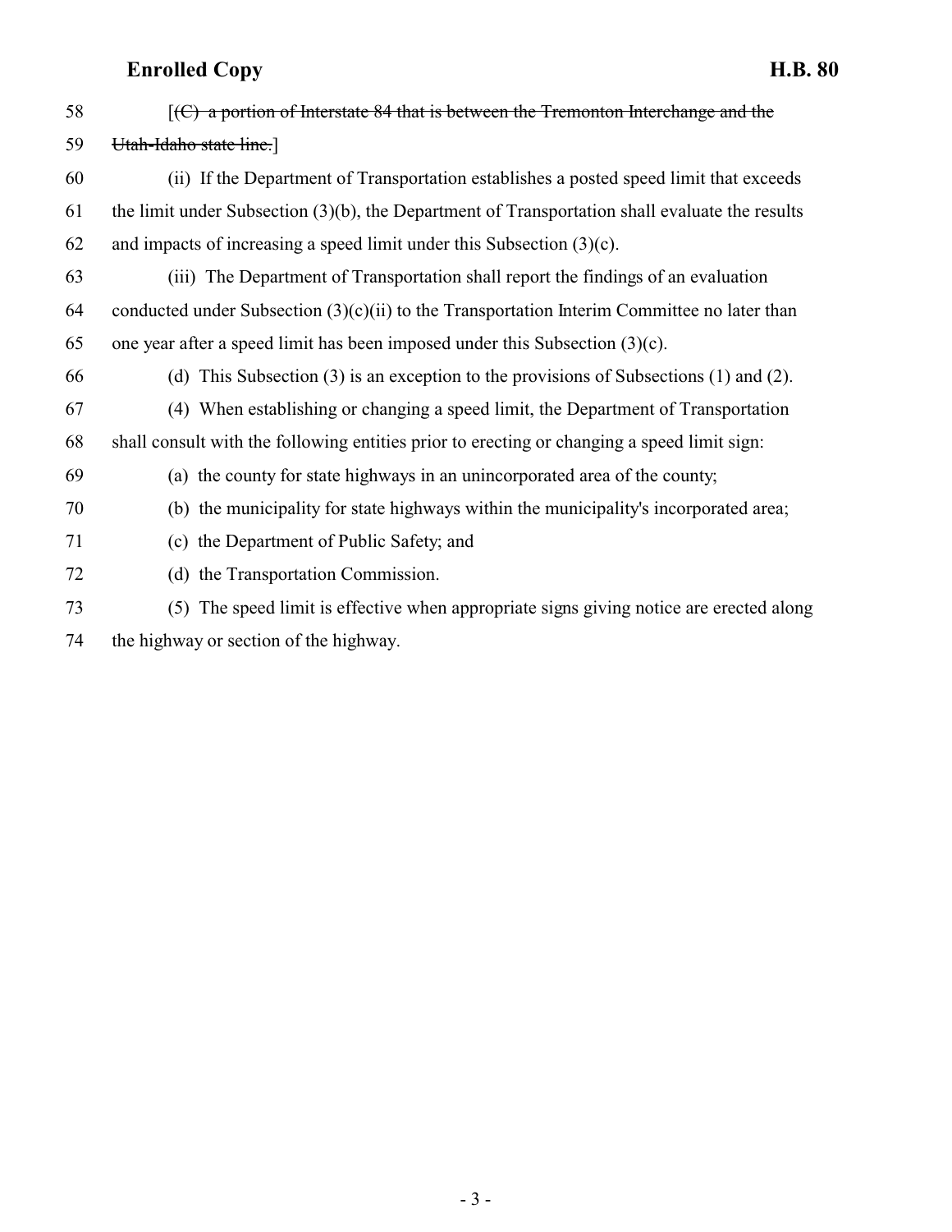[~~(C) a portion of Interstate 84 that is between the Tremonton Interchange and the Utah-Idaho state line.~~]

(ii) If the Department of Transportation establishes a posted speed limit that exceeds the limit under Subsection (3)(b), the Department of Transportation shall evaluate the results and impacts of increasing a speed limit under this Subsection (3)(c).

(iii) The Department of Transportation shall report the findings of an evaluation conducted under Subsection (3)(c)(ii) to the Transportation Interim Committee no later than one year after a speed limit has been imposed under this Subsection (3)(c).

(d) This Subsection (3) is an exception to the provisions of Subsections (1) and (2).

(4) When establishing or changing a speed limit, the Department of Transportation shall consult with the following entities prior to erecting or changing a speed limit sign:

(a) the county for state highways in an unincorporated area of the county;

(b) the municipality for state highways within the municipality's incorporated area;

(c) the Department of Public Safety; and

(d) the Transportation Commission.

(5) The speed limit is effective when appropriate signs giving notice are erected along the highway or section of the highway.